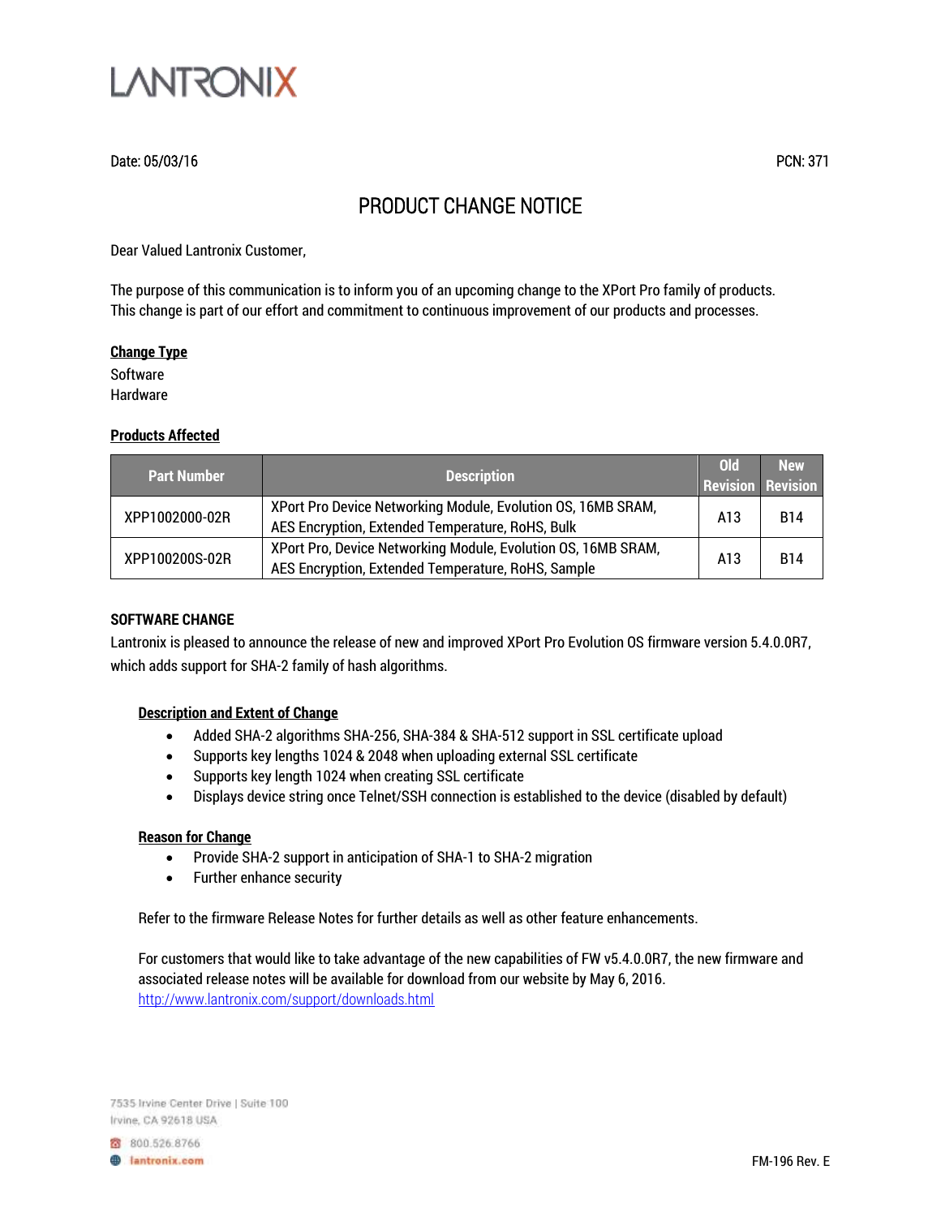LANTRONIX

Date: 05/03/16

PCN: 371

# PRODUCT CHANGE NOTICE

Dear Valued Lantronix Customer,

The purpose of this communication is to inform you of an upcoming change to the XPort Pro family of products. This change is part of our effort and commitment to continuous improvement of our products and processes.

**Change Type**

Software
Hardware

**Products Affected**

| Part Number | Description | Old Revision | New Revision |
|---|---|---|---|
| XPP1002000-02R | XPort Pro Device Networking Module, Evolution OS, 16MB SRAM, AES Encryption, Extended Temperature, RoHS, Bulk | A13 | B14 |
| XPP100200S-02R | XPort Pro, Device Networking Module, Evolution OS, 16MB SRAM, AES Encryption, Extended Temperature, RoHS, Sample | A13 | B14 |

## SOFTWARE CHANGE

Lantronix is pleased to announce the release of new and improved XPort Pro Evolution OS firmware version 5.4.0.0R7, which adds support for SHA-2 family of hash algorithms.

**Description and Extent of Change**

- Added SHA-2 algorithms SHA-256, SHA-384 & SHA-512 support in SSL certificate upload
- Supports key lengths 1024 & 2048 when uploading external SSL certificate
- Supports key length 1024 when creating SSL certificate
- Displays device string once Telnet/SSH connection is established to the device (disabled by default)

**Reason for Change**

- Provide SHA-2 support in anticipation of SHA-1 to SHA-2 migration
- Further enhance security

Refer to the firmware Release Notes for further details as well as other feature enhancements.

For customers that would like to take advantage of the new capabilities of FW v5.4.0.0R7, the new firmware and associated release notes will be available for download from our website by May 6, 2016.
http://www.lantronix.com/support/downloads.html

7535 Irvine Center Drive | Suite 100
Irvine, CA 92618 USA

800.526.8766
lantronix.com

FM-196 Rev. E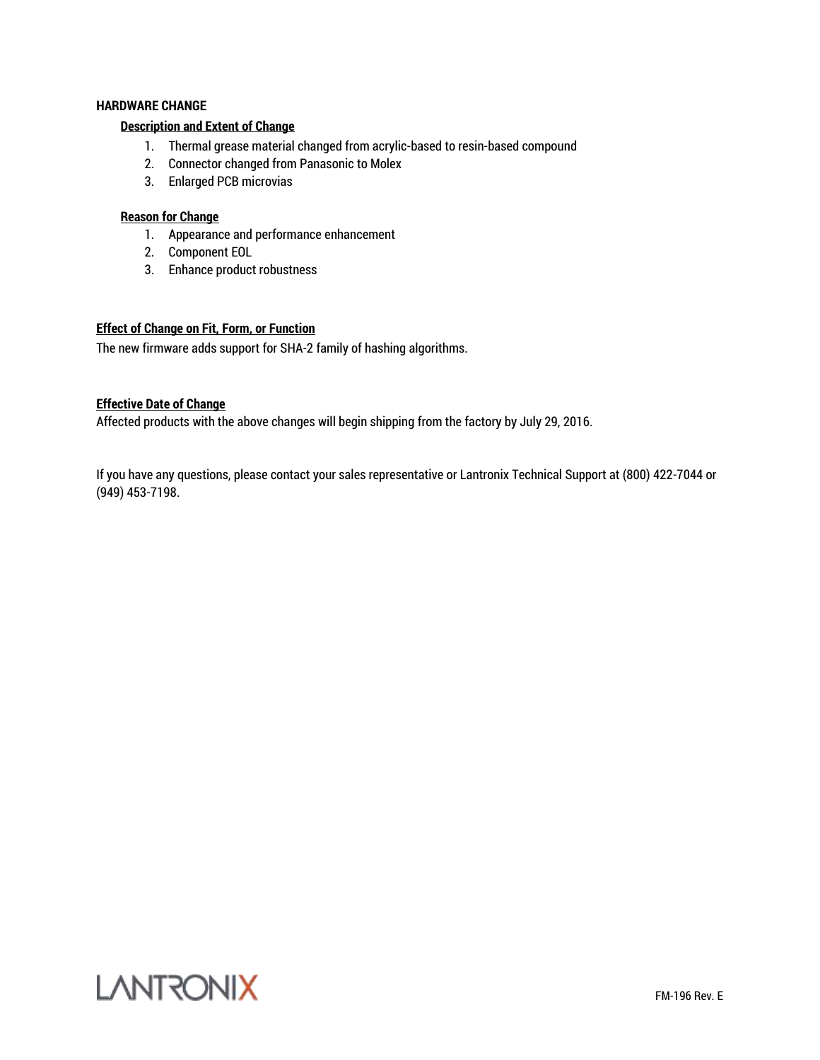**HARDWARE CHANGE**

**Description and Extent of Change**

1. Thermal grease material changed from acrylic-based to resin-based compound
2. Connector changed from Panasonic to Molex
3. Enlarged PCB microvias

**Reason for Change**

1. Appearance and performance enhancement
2. Component EOL
3. Enhance product robustness

**Effect of Change on Fit, Form, or Function**

The new firmware adds support for SHA-2 family of hashing algorithms.

**Effective Date of Change**

Affected products with the above changes will begin shipping from the factory by July 29, 2016.

If you have any questions, please contact your sales representative or Lantronix Technical Support at (800) 422-7044 or (949) 453-7198.

LANTRONIX

FM-196 Rev. E